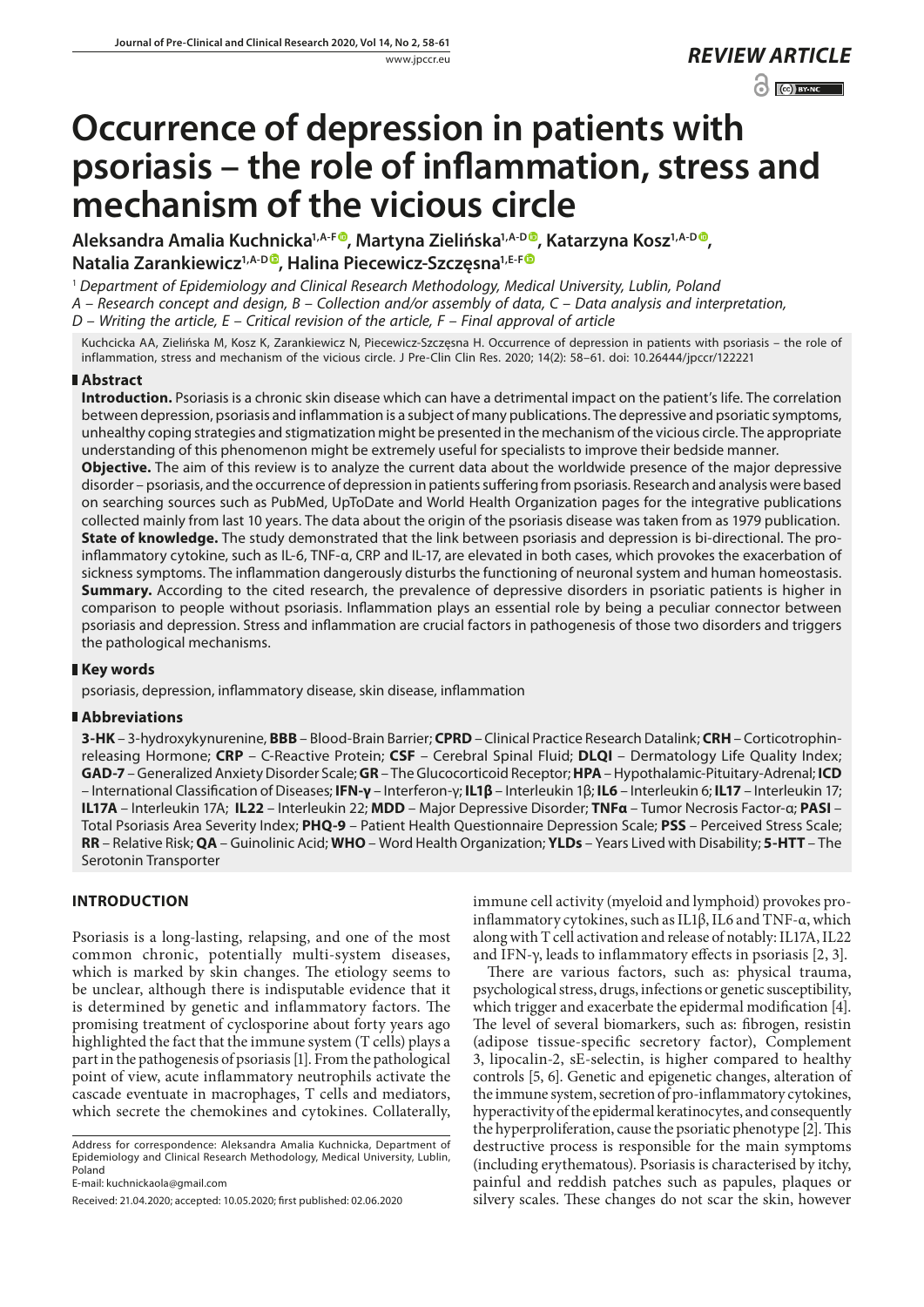*REVIEW ARTICLE*

# Occurrence of depression in patients with psoriasis – the role of inflammation, stress and mechanism of the vicious circle

**Aleksandra Amalia Kuchnicka[1,A-F], Martyna Zielińska[1,A-D], Katarzyna Kosz[1,A-D], Natalia Zarankiewicz[1,A-D], Halina Piecewicz-Szczęsna[1,E-F]**

[1] *Department of Epidemiology and Clinical Research Methodology, Medical University, Lublin, Poland*
*A – Research concept and design, B – Collection and/or assembly of data, C – Data analysis and interpretation, D – Writing the article, E – Critical revision of the article, F – Final approval of article*

Kuchcicka AA, Zielińska M, Kosz K, Zarankiewicz N, Piecewicz-Szczęsna H. Occurrence of depression in patients with psoriasis – the role of inflammation, stress and mechanism of the vicious circle. J Pre-Clin Clin Res. 2020; 14(2): 58–61. doi: 10.26444/jpccr/122221

## Abstract

**Introduction.** Psoriasis is a chronic skin disease which can have a detrimental impact on the patient's life. The correlation between depression, psoriasis and inflammation is a subject of many publications. The depressive and psoriatic symptoms, unhealthy coping strategies and stigmatization might be presented in the mechanism of the vicious circle. The appropriate understanding of this phenomenon might be extremely useful for specialists to improve their bedside manner.
**Objective.** The aim of this review is to analyze the current data about the worldwide presence of the major depressive disorder – psoriasis, and the occurrence of depression in patients suffering from psoriasis. Research and analysis were based on searching sources such as PubMed, UpToDate and World Health Organization pages for the integrative publications collected mainly from last 10 years. The data about the origin of the psoriasis disease was taken from as 1979 publication.
**State of knowledge.** The study demonstrated that the link between psoriasis and depression is bi-directional. The pro-inflammatory cytokine, such as IL-6, TNF-α, CRP and IL-17, are elevated in both cases, which provokes the exacerbation of sickness symptoms. The inflammation dangerously disturbs the functioning of neuronal system and human homeostasis.
**Summary.** According to the cited research, the prevalence of depressive disorders in psoriatic patients is higher in comparison to people without psoriasis. Inflammation plays an essential role by being a peculiar connector between psoriasis and depression. Stress and inflammation are crucial factors in pathogenesis of those two disorders and triggers the pathological mechanisms.

## Key words

psoriasis, depression, inflammatory disease, skin disease, inflammation

## Abbreviations

**3-HK** – 3-hydroxykynurenine, **BBB** – Blood-Brain Barrier; **CPRD** – Clinical Practice Research Datalink; **CRH** – Corticotrophin-releasing Hormone; **CRP** – C-Reactive Protein; **CSF** – Cerebral Spinal Fluid; **DLQI** – Dermatology Life Quality Index; **GAD-7** – Generalized Anxiety Disorder Scale; **GR** – The Glucocorticoid Receptor; **HPA** – Hypothalamic-Pituitary-Adrenal; **ICD** – International Classification of Diseases; **IFN-γ** – Interferon-γ; **IL1β** – Interleukin 1β; **IL6** – Interleukin 6; **IL17** – Interleukin 17; **IL17A** – Interleukin 17A; **IL22** – Interleukin 22; **MDD** – Major Depressive Disorder; **TNFα** – Tumor Necrosis Factor-α; **PASI** – Total Psoriasis Area Severity Index; **PHQ-9** – Patient Health Questionnaire Depression Scale; **PSS** – Perceived Stress Scale; **RR** – Relative Risk; **QA** – Guinolinic Acid; **WHO** – Word Health Organization; **YLDs** – Years Lived with Disability; **5-HTT** – The Serotonin Transporter

## INTRODUCTION

Psoriasis is a long-lasting, relapsing, and one of the most common chronic, potentially multi-system diseases, which is marked by skin changes. The etiology seems to be unclear, although there is indisputable evidence that it is determined by genetic and inflammatory factors. The promising treatment of cyclosporine about forty years ago highlighted the fact that the immune system (T cells) plays a part in the pathogenesis of psoriasis [1]. From the pathological point of view, acute inflammatory neutrophils activate the cascade eventuate in macrophages, T cells and mediators, which secrete the chemokines and cytokines. Collaterally, immune cell activity (myeloid and lymphoid) provokes pro-inflammatory cytokines, such as IL1β, IL6 and TNF-α, which along with T cell activation and release of notably: IL17A, IL22 and IFN-γ, leads to inflammatory effects in psoriasis [2, 3].

There are various factors, such as: physical trauma, psychological stress, drugs, infections or genetic susceptibility, which trigger and exacerbate the epidermal modification [4]. The level of several biomarkers, such as: fibrogen, resistin (adipose tissue-specific secretory factor), Complement 3, lipocalin-2, sE-selectin, is higher compared to healthy controls [5, 6]. Genetic and epigenetic changes, alteration of the immune system, secretion of pro-inflammatory cytokines, hyperactivity of the epidermal keratinocytes, and consequently the hyperproliferation, cause the psoriatic phenotype [2]. This destructive process is responsible for the main symptoms (including erythematous). Psoriasis is characterised by itchy, painful and reddish patches such as papules, plaques or silvery scales. These changes do not scar the skin, however

Address for correspondence: Aleksandra Amalia Kuchnicka, Department of Epidemiology and Clinical Research Methodology, Medical University, Lublin, Poland
E-mail: kuchnickaola@gmail.com

Received: 21.04.2020; accepted: 10.05.2020; first published: 02.06.2020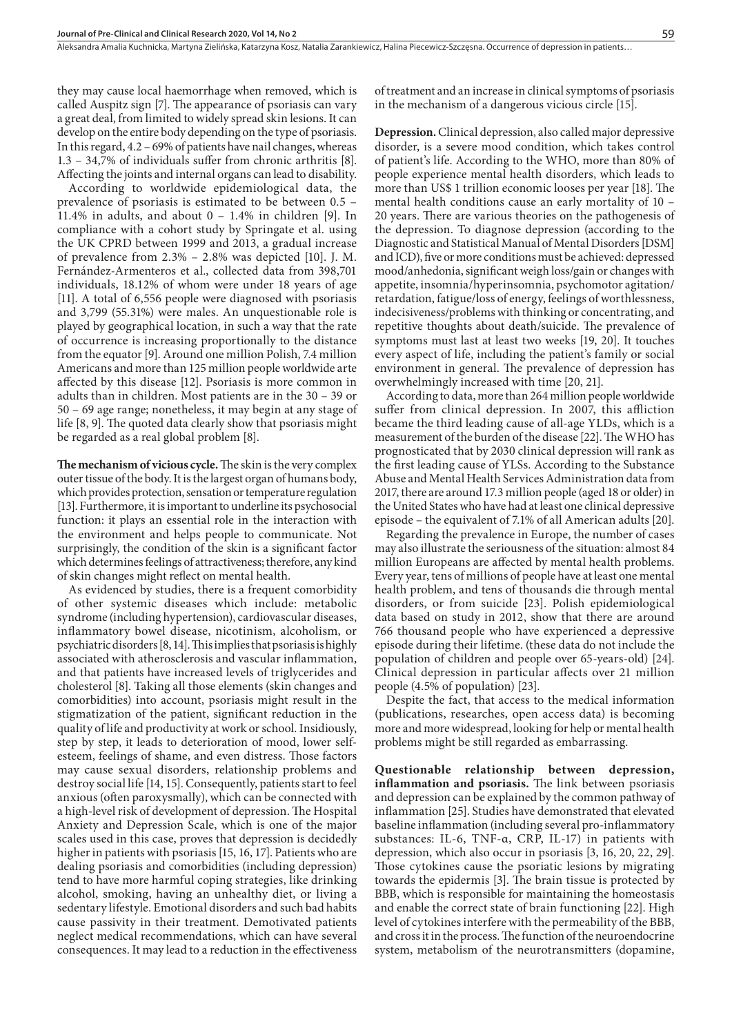they may cause local haemorrhage when removed, which is called Auspitz sign [7]. The appearance of psoriasis can vary a great deal, from limited to widely spread skin lesions. It can develop on the entire body depending on the type of psoriasis. In this regard, 4.2 – 69% of patients have nail changes, whereas 1.3 – 34,7% of individuals suffer from chronic arthritis [8]. Affecting the joints and internal organs can lead to disability.

According to worldwide epidemiological data, the prevalence of psoriasis is estimated to be between 0.5 – 11.4% in adults, and about 0 – 1.4% in children [9]. In compliance with a cohort study by Springate et al. using the UK CPRD between 1999 and 2013, a gradual increase of prevalence from 2.3% – 2.8% was depicted [10]. J. M. Fernández-Armenteros et al., collected data from 398,701 individuals, 18.12% of whom were under 18 years of age [11]. A total of 6,556 people were diagnosed with psoriasis and 3,799 (55.31%) were males. An unquestionable role is played by geographical location, in such a way that the rate of occurrence is increasing proportionally to the distance from the equator [9]. Around one million Polish, 7.4 million Americans and more than 125 million people worldwide arte affected by this disease [12]. Psoriasis is more common in adults than in children. Most patients are in the 30 – 39 or 50 – 69 age range; nonetheless, it may begin at any stage of life [8, 9]. The quoted data clearly show that psoriasis might be regarded as a real global problem [8].

**The mechanism of vicious cycle.** The skin is the very complex outer tissue of the body. It is the largest organ of humans body, which provides protection, sensation or temperature regulation [13]. Furthermore, it is important to underline its psychosocial function: it plays an essential role in the interaction with the environment and helps people to communicate. Not surprisingly, the condition of the skin is a significant factor which determines feelings of attractiveness; therefore, any kind of skin changes might reflect on mental health.

As evidenced by studies, there is a frequent comorbidity of other systemic diseases which include: metabolic syndrome (including hypertension), cardiovascular diseases, inflammatory bowel disease, nicotinism, alcoholism, or psychiatric disorders [8, 14]. This implies that psoriasis is highly associated with atherosclerosis and vascular inflammation, and that patients have increased levels of triglycerides and cholesterol [8]. Taking all those elements (skin changes and comorbidities) into account, psoriasis might result in the stigmatization of the patient, significant reduction in the quality of life and productivity at work or school. Insidiously, step by step, it leads to deterioration of mood, lower self-esteem, feelings of shame, and even distress. Those factors may cause sexual disorders, relationship problems and destroy social life [14, 15]. Consequently, patients start to feel anxious (often paroxysmally), which can be connected with a high-level risk of development of depression. The Hospital Anxiety and Depression Scale, which is one of the major scales used in this case, proves that depression is decidedly higher in patients with psoriasis [15, 16, 17]. Patients who are dealing psoriasis and comorbidities (including depression) tend to have more harmful coping strategies, like drinking alcohol, smoking, having an unhealthy diet, or living a sedentary lifestyle. Emotional disorders and such bad habits cause passivity in their treatment. Demotivated patients neglect medical recommendations, which can have several consequences. It may lead to a reduction in the effectiveness of treatment and an increase in clinical symptoms of psoriasis in the mechanism of a dangerous vicious circle [15].

**Depression.** Clinical depression, also called major depressive disorder, is a severe mood condition, which takes control of patient's life. According to the WHO, more than 80% of people experience mental health disorders, which leads to more than US$ 1 trillion economic looses per year [18]. The mental health conditions cause an early mortality of 10 – 20 years. There are various theories on the pathogenesis of the depression. To diagnose depression (according to the Diagnostic and Statistical Manual of Mental Disorders [DSM] and ICD), five or more conditions must be achieved: depressed mood/anhedonia, significant weigh loss/gain or changes with appetite, insomnia/hyperinsomnia, psychomotor agitation/retardation, fatigue/loss of energy, feelings of worthlessness, indecisiveness/problems with thinking or concentrating, and repetitive thoughts about death/suicide. The prevalence of symptoms must last at least two weeks [19, 20]. It touches every aspect of life, including the patient's family or social environment in general. The prevalence of depression has overwhelmingly increased with time [20, 21].

According to data, more than 264 million people worldwide suffer from clinical depression. In 2007, this affliction became the third leading cause of all-age YLDs, which is a measurement of the burden of the disease [22]. The WHO has prognosticated that by 2030 clinical depression will rank as the first leading cause of YLSs. According to the Substance Abuse and Mental Health Services Administration data from 2017, there are around 17.3 million people (aged 18 or older) in the United States who have had at least one clinical depressive episode – the equivalent of 7.1% of all American adults [20].

Regarding the prevalence in Europe, the number of cases may also illustrate the seriousness of the situation: almost 84 million Europeans are affected by mental health problems. Every year, tens of millions of people have at least one mental health problem, and tens of thousands die through mental disorders, or from suicide [23]. Polish epidemiological data based on study in 2012, show that there are around 766 thousand people who have experienced a depressive episode during their lifetime. (these data do not include the population of children and people over 65-years-old) [24]. Clinical depression in particular affects over 21 million people (4.5% of population) [23].

Despite the fact, that access to the medical information (publications, researches, open access data) is becoming more and more widespread, looking for help or mental health problems might be still regarded as embarrassing.

**Questionable relationship between depression, inflammation and psoriasis.** The link between psoriasis and depression can be explained by the common pathway of inflammation [25]. Studies have demonstrated that elevated baseline inflammation (including several pro-inflammatory substances: IL-6, TNF-α, CRP, IL-17) in patients with depression, which also occur in psoriasis [3, 16, 20, 22, 29]. Those cytokines cause the psoriatic lesions by migrating towards the epidermis [3]. The brain tissue is protected by BBB, which is responsible for maintaining the homeostasis and enable the correct state of brain functioning [22]. High level of cytokines interfere with the permeability of the BBB, and cross it in the process. The function of the neuroendocrine system, metabolism of the neurotransmitters (dopamine,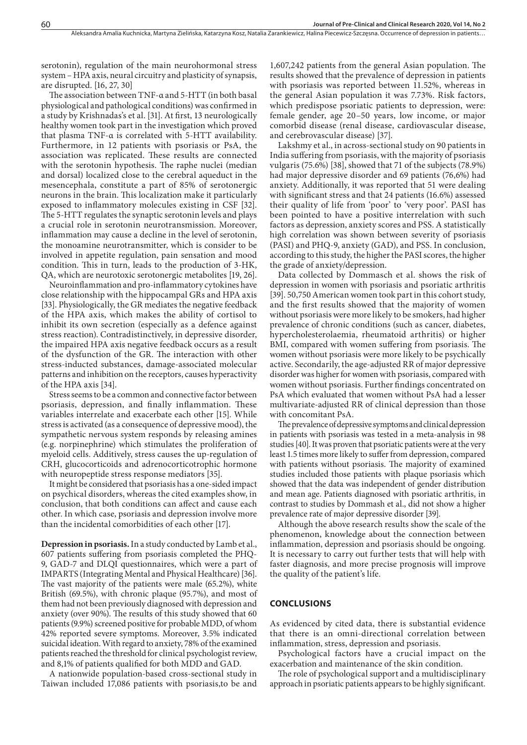serotonin), regulation of the main neurohormonal stress system – HPA axis, neural circuitry and plasticity of synapsis, are disrupted. [16, 27, 30]

The association between TNF-α and 5-HTT (in both basal physiological and pathological conditions) was confirmed in a study by Krishnadas's et al. [31]. At first, 13 neurologically healthy women took part in the investigation which proved that plasma TNF-α is correlated with 5-HTT availability. Furthermore, in 12 patients with psoriasis or PsA, the association was replicated. These results are connected with the serotonin hypothesis. The raphe nuclei (median and dorsal) localized close to the cerebral aqueduct in the mesencephala, constitute a part of 85% of serotonergic neurons in the brain. This localization make it particularly exposed to inflammatory molecules existing in CSF [32]. The 5-HTT regulates the synaptic serotonin levels and plays a crucial role in serotonin neurotransmission. Moreover, inflammation may cause a decline in the level of serotonin, the monoamine neurotransmitter, which is consider to be involved in appetite regulation, pain sensation and mood condition. This in turn, leads to the production of 3-HK, QA, which are neurotoxic serotonergic metabolites [19, 26].

Neuroinflammation and pro-inflammatory cytokines have close relationship with the hippocampal GRs and HPA axis [33]. Physiologically, the GR mediates the negative feedback of the HPA axis, which makes the ability of cortisol to inhibit its own secretion (especially as a defence against stress reaction). Contradistinctively, in depressive disorder, the impaired HPA axis negative feedback occurs as a result of the dysfunction of the GR. The interaction with other stress-inducted substances, damage-associated molecular patterns and inhibition on the receptors, causes hyperactivity of the HPA axis [34].

Stress seems to be a common and connective factor between psoriasis, depression, and finally inflammation. These variables interrelate and exacerbate each other [15]. While stress is activated (as a consequence of depressive mood), the sympathetic nervous system responds by releasing amines (e.g. norpinephrine) which stimulates the proliferation of myeloid cells. Additively, stress causes the up-regulation of CRH, glucocorticoids and adrenocorticotrophic hormone with neuropeptide stress response mediators [35].

It might be considered that psoriasis has a one-sided impact on psychical disorders, whereas the cited examples show, in conclusion, that both conditions can affect and cause each other. In which case, psoriasis and depression involve more than the incidental comorbidities of each other [17].

**Depression in psoriasis.** In a study conducted by Lamb et al., 607 patients suffering from psoriasis completed the PHQ-9, GAD-7 and DLQI questionnaires, which were a part of IMPARTS (Integrating Mental and Physical Healthcare) [36]. The vast majority of the patients were male (65.2%), white British (69.5%), with chronic plaque (95.7%), and most of them had not been previously diagnosed with depression and anxiety (over 90%). The results of this study showed that 60 patients (9.9%) screened positive for probable MDD, of whom 42% reported severe symptoms. Moreover, 3.5% indicated suicidal ideation. With regard to anxiety, 78% of the examined patients reached the threshold for clinical psychologist review, and 8,1% of patients qualified for both MDD and GAD.

A nationwide population-based cross-sectional study in Taiwan included 17,086 patients with psoriasis,to be and 1,607,242 patients from the general Asian population. The results showed that the prevalence of depression in patients with psoriasis was reported between 11.52%, whereas in the general Asian population it was 7.73%. Risk factors, which predispose psoriatic patients to depression, were: female gender, age 20–50 years, low income, or major comorbid disease (renal disease, cardiovascular disease, and cerebrovascular disease) [37].

Lakshmy et al., in across-sectional study on 90 patients in India suffering from psoriasis, with the majority of psoriasis vulgaris (75.6%) [38], showed that 71 of the subjects (78.9%) had major depressive disorder and 69 patients (76,6%) had anxiety. Additionally, it was reported that 51 were dealing with significant stress and that 24 patients (16.6%) assessed their quality of life from 'poor' to 'very poor'. PASI has been pointed to have a positive interrelation with such factors as depression, anxiety scores and PSS. A statistically high correlation was shown between severity of psoriasis (PASI) and PHQ-9, anxiety (GAD), and PSS. In conclusion, according to this study, the higher the PASI scores, the higher the grade of anxiety/depression.

Data collected by Dommasch et al. shows the risk of depression in women with psoriasis and psoriatic arthritis [39]. 50,750 American women took part in this cohort study, and the first results showed that the majority of women without psoriasis were more likely to be smokers, had higher prevalence of chronic conditions (such as cancer, diabetes, hypercholesterolaemia, rheumatoid arthritis) or higher BMI, compared with women suffering from psoriasis. The women without psoriasis were more likely to be psychically active. Secondarily, the age-adjusted RR of major depressive disorder was higher for women with psoriasis, compared with women without psoriasis. Further findings concentrated on PsA which evaluated that women without PsA had a lesser multivariate-adjusted RR of clinical depression than those with concomitant PsA.

The prevalence of depressive symptoms and clinical depression in patients with psoriasis was tested in a meta-analysis in 98 studies [40]. It was proven that psoriatic patients were at the very least 1.5 times more likely to suffer from depression, compared with patients without psoriasis. The majority of examined studies included those patients with plaque psoriasis which showed that the data was independent of gender distribution and mean age. Patients diagnosed with psoriatic arthritis, in contrast to studies by Dommash et al., did not show a higher prevalence rate of major depressive disorder [39].

Although the above research results show the scale of the phenomenon, knowledge about the connection between inflammation, depression and psoriasis should be ongoing. It is necessary to carry out further tests that will help with faster diagnosis, and more precise prognosis will improve the quality of the patient's life.

## CONCLUSIONS

As evidenced by cited data, there is substantial evidence that there is an omni-directional correlation between inflammation, stress, depression and psoriasis.

Psychological factors have a crucial impact on the exacerbation and maintenance of the skin condition.

The role of psychological support and a multidisciplinary approach in psoriatic patients appears to be highly significant.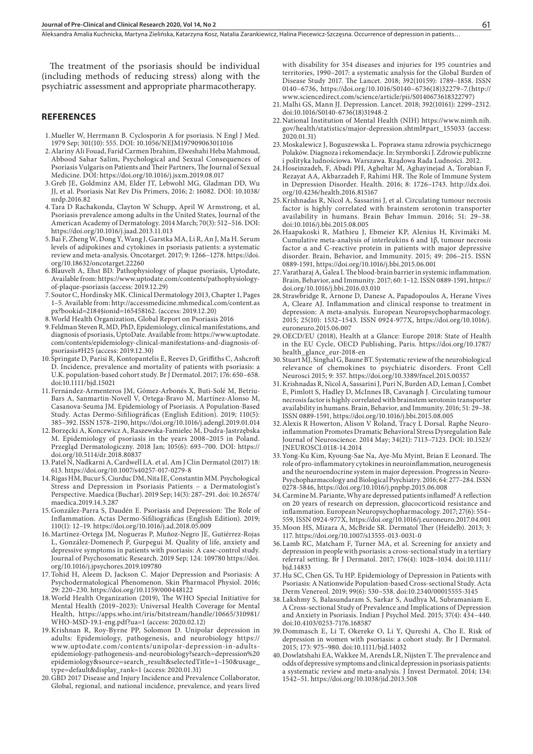The treatment of the psoriasis should be individual (including methods of reducing stress) along with the psychiatric assessment and appropriate pharmacotherapy.

## REFERENCES

1. Mueller W, Herrmann B. Cyclosporin A for psoriasis. N Engl J Med. 1979 Sep; 301(10): 555. DOI: 10.1056/NEJM197909063011016
2. Alariny Ali Fouad, Farid Carmen Ibrahim, Elweshahi Heba Mahmoud, Abbood Sahar Salim, Psychological and Sexual Consequences of Psoriasis Vulgaris on Patients and Their Partners, The Journal of Sexual Medicine. DOI: https://doi.org/10.1016/j.jsxm.2019.08.017
3. Greb JE, Goldminz AM, Elder JT, Lebwohl MG, Gladman DD, Wu JJ, et al. Psoriasis Nat Rev Dis Primers, 2016; 2: 16082. DOI: 10.1038/nrdp.2016.82
4. Tara D Rachakonda, Clayton W Schupp, April W Armstrong, et al, Psoriasis prevalence among adults in the United States, Journal of the American Academy of Dermatology. 2014 March; 70(3): 512–516. DOI: https://doi.org/10.1016/j.jaad.2013.11.013
5. Bai F, Zheng W, Dong Y, Wang J, Garstka MA, Li R, An J, Ma H. Serum levels of adipokines and cytokines in psoriasis patients: a systematic review and meta-analysis. Oncotarget. 2017; 9: 1266–1278. https://doi.org/10.18632/oncotarget.22260
6. Blauvelt A, Ehst BD. Pathophysiology of plaque psoriasis, Uptodate, Available from: https://www.uptodate.com/contents/pathophysiology-of-plaque-psoriasis (access: 2019.12.29)
7. Soutor C, Hordinsky MK. Clinical Dermatology 2013, Chapter 1, Pages 1–5. Available from: http://accessmedicine.mhmedical.com/content.aspx?bookid=2184§ionid=165458162. (access: 2019.12.20)
8. World Health Organization, Global Report on Psoriasis 2016
9. Feldman Steven R, MD, PhD, Epidemiology, clinical manifestations, and diagnosis of psoriasis, UptoDate. Available from: https://www.uptodate.com/contents/epidemiology-clinical-manifestations-and-diagnosis-of-psoriasis#H25 (access: 2019.12.30)
10. Springate D, Parisi R, Kontopantelis E, Reeves D, Griffiths C, Ashcroft D. Incidence, prevalence and mortality of patients with psoriasis: a U.K. population-based cohort study. Br J Dermatol. 2017; 176: 650–658. doi:10.1111/bjd.15021
11. Fernández-Armenteros JM, Gómez-Arbonés X, Buti-Solé M, Betriu-Bars A, Sanmartin-Novell V, Ortega-Bravo M, Martínez-Alonso M, Casanova-Seuma JM. Epidemiology of Psoriasis. A Population-Based Study. Actas Dermo-Sifiliográficas (English Edition). 2019; 110(5): 385–392. ISSN 1578–2190, https://doi.org/10.1016/j.adengl.2019.01.014
12. Borzęcki A, Koncewicz A, Raszewska-Famielec M, Dudra-Jastrzębska M. Epidemiology of psoriasis in the years 2008–2015 in Poland. Przegląd Dermatologiczny. 2018 Jan; 105(6): 693–700. DOI: https://doi.org/10.5114/dr.2018.80837
13. Patel N, Nadkarni A, Cardwell LA. et al. Am J Clin Dermatol (2017) 18: 613. https://doi.org/10.1007/s40257-017-0279-8
14. Rigas HM, Bucur S, Ciurduc DM, Nita IE, Constantin MM. Psychological Stress and Depression in Psoriasis Patients – a Dermatologist's Perspective. Maedica (Buchar). 2019 Sep; 14(3): 287–291. doi: 10.26574/maedica.2019.14.3.287
15. González-Parra S, Daudén E. Psoriasis and Depression: The Role of Inflammation. Actas Dermo-Sifiliográficas (English Edition). 2019; 110(1): 12–19. https://doi.org/10.1016/j.ad.2018.05.009
16. Martínez-Ortega JM, Nogueras P, Muñoz-Negro JE, Gutiérrez-Rojas L, González-Domenech P, Gurpegui M. Quality of life, anxiety and depressive symptoms in patients with psoriasis: A case-control study. Journal of Psychosomatic Research. 2019 Sep; 124: 109780 https://doi.org/10.1016/j.jpsychores.2019.109780
17. Tohid H, Aleem D, Jackson C. Major Depression and Psoriasis: A Psychodermatological Phenomenon. Skin Pharmacol Physiol. 2016; 29: 220–230. https://doi.org/10.1159/000448122
18. World Health Organization (2019), The WHO Special Initiative for Mental Health (2019–2023): Universal Health Coverage for Mental Health, https://apps.who.int/iris/bitstream/handle/10665/310981/WHO-MSD-19.1-eng.pdf?ua=1 (access: 2020.02.12)
19. Krishnan R, Roy-Byrne PP, Solomon D. Unipolar depression in adults: Epidemiology, pathogenesis, and neurobiology https://www.uptodate.com/contents/unipolar-depression-in-adults-epidemiology-pathogenesis-and-neurobiology?search=depression%20epidemiology&source=search_result&selectedTitle=1~150&usage_type=default&display_rank=1 (access: 2020.01.31)
20. GBD 2017 Disease and Injury Incidence and Prevalence Collaborator, Global, regional, and national incidence, prevalence, and years lived with disability for 354 diseases and injuries for 195 countries and territories, 1990–2017: a systematic analysis for the Global Burden of Disease Study 2017. The Lancet. 2018; 392(10159): 1789–1858. ISSN 0140–6736, https://doi.org/10.1016/S0140–6736(18)32279–7.(http://www.sciencedirect.com/science/article/pii/S0140673618322797)
21. Malhi GS, Mann JJ. Depression. Lancet. 2018; 392(10161): 2299–2312. doi:10.1016/S0140-6736(18)31948-2
22. National Institution of Mental Health (NIH) https://www.nimh.nih.gov/health/statistics/major-depression.shtml#part_155033 (access: 2020.01.31)
23. Moskalewicz J, Boguszewska L. Poprawa stanu zdrowia psychicznego Polaków. Diagnoza i rekomendacje. In: Szymborski J. Zdrowie publiczne i polityka ludnościowa. Warszawa. Rządowa Rada Ludności. 2012.
24. Hoseinzadeh, F, Abadi PH, Agheltar M, Aghayinejad A, Torabian F, Rezayat AA, Akbarzadeh F, Rahimi HR. The Role of Immune System in Depression Disorder. Health. 2016; 8: 1726–1743. http://dx.doi.org/10.4236/health.2016.815167
25. Krishnadas R, Nicol A, Sassarini J, et al. Circulating tumour necrosis factor is highly correlated with brainstem serotonin transporter availability in humans. Brain Behav Immun. 2016; 51: 29–38. doi:10.1016/j.bbi.2015.08.005
26. Haapakoski R, Mathieu J, Ebmeier KP, Alenius H, Kivimäki M. Cumulative meta-analysis of interleukins 6 and 1β, tumour necrosis factor α and C-reactive protein in patients with major depressive disorder. Brain, Behavior, and Immunity. 2015; 49: 206–215. ISSN 0889-1591, https://doi.org/10.1016/j.bbi.2015.06.001
27. Varatharaj A, Galea I. The blood-brain barrier in systemic inflammation. Brain, Behavior, and Immunity. 2017; 60: 1–12. ISSN 0889-1591, https://doi.org/10.1016/j.bbi.2016.03.010
28. Strawbridge R, Arnone D, Danese A, Papadopoulos A, Herane Vives A, Cleare AJ. Inflammation and clinical response to treatment in depression: A meta-analysis. European Neuropsychopharmacology. 2015; 25(10): 1532–1543. ISSN 0924-977X, https://doi.org/10.1016/j.euroneuro.2015.06.007
29. OECD/EU (2018), Health at a Glance: Europe 2018: State of Health in the EU Cycle, OECD Publishing, Paris. https://doi.org/10.1787/health_glance_eur-2018-en
30. Stuart MJ, Singhal G, Baune BT. Systematic review of the neurobiological relevance of chemokines to psychiatric disorders. Front Cell Neurosci 2015; 9: 357. https://doi.org/10.3389/fncel.2015.00357
31. Krishnadas R, Nicol A, Sassarini J, Puri N, Burden AD, Leman J, Combet E, Pimlott S, Hadley D, McInnes IB, Cavanagh J. Circulating tumour necrosis factor is highly correlated with brainstem serotonin transporter availability in humans. Brain, Behavior, and Immunity. 2016; 51: 29–38. ISSN 0889-1591, https://doi.org/10.1016/j.bbi.2015.08.005
32. Alexis R Howerton, Alison V Roland, Tracy L Dorsal. Raphe Neuroinflammation Promotes Dramatic Behavioral Stress Dysregulation Bale Journal of Neuroscience. 2014 May; 34(21): 7113–7123. DOI: 10.1523/JNEUROSCI.0118-14.2014
33. Yong-Ku Kim, Kyoung-Sae Na, Aye-Mu Myint, Brian E Leonard. The role of pro-inflammatory cytokines in neuroinflammation, neurogenesis and the neuroendocrine system in major depression. Progress in Neuro-Psychopharmacology and Biological Psychiatry. 2016; 64: 277–284. ISSN 0278-5846, https://doi.org/10.1016/j.pnpbp.2015.06.008
34. Carmine M. Pariante, Why are depressed patients inflamed? A reflection on 20 years of research on depression, glucocorticoid resistance and inflammation. European Neuropsychopharmacology. 2017; 27(6): 554–559, ISSN 0924-977X, https://doi.org/10.1016/j.euroneuro.2017.04.001
35. Moon HS, Mizara A, McBride SR. Dermatol Ther (Heidelb). 2013; 3: 117. https://doi.org/10.1007/s13555-013-0031-0
36. Lamb RC, Matcham F, Turner MA, et al. Screening for anxiety and depression in people with psoriasis: a cross-sectional study in a tertiary referral setting. Br J Dermatol. 2017; 176(4): 1028–1034. doi:10.1111/bjd.14833
37. Hu SC, Chen GS, Tu HP. Epidemiology of Depression in Patients with Psoriasis: A Nationwide Population-based Cross-sectional Study. Acta Derm Venereol. 2019; 99(6): 530–538. doi:10.2340/00015555-3145
38. Lakshmy S, Balasundaram S, Sarkar S, Audhya M, Subramaniam E. A Cross-sectional Study of Prevalence and Implications of Depression and Anxiety in Psoriasis. Indian J Psychol Med. 2015; 37(4): 434–440. doi:10.4103/0253-7176.168587
39. Dommasch E, Li T, Okereke O, Li Y, Qureshi A, Cho E. Risk of depression in women with psoriasis: a cohort study. Br J Dermatol. 2015; 173: 975–980. doi:10.1111/bjd.14032
40. Dowlatshahi EA, Wakkee M, Arends LR, Nijsten T. The prevalence and odds of depressive symptoms and clinical depression in psoriasis patients: a systematic review and meta-analysis. J Invest Dermatol. 2014; 134: 1542–51. https://doi.org/10.1038/jid.2013.508